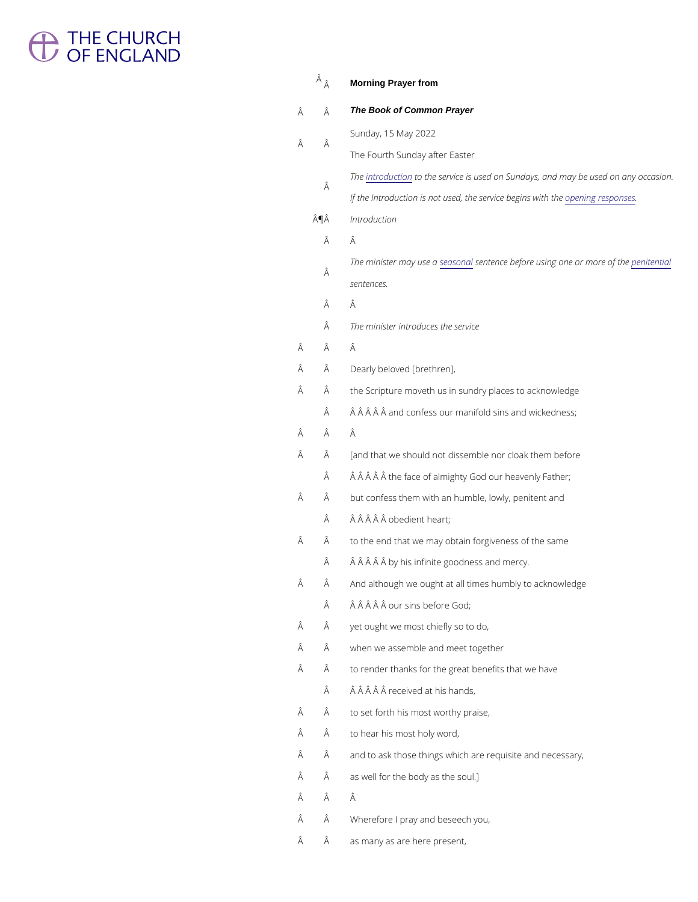**Morning Prayer from**

***The Book of Common Prayer***

Sunday, 15 May 2022

The Fourth Sunday after Easter

*The introduction to the service is used on Sundays, and may be used on any occasion.*

*If the Introduction is not used, the service begins with the opening responses.*

*Introduction*

*The minister may use a seasonal sentence before using one or more of the penitential sentences.*

*The minister introduces the service*

Dearly beloved [brethren],
the Scripture moveth us in sundry places to acknowledge
and confess our manifold sins and wickedness;

[and that we should not dissemble nor cloak them before
the face of almighty God our heavenly Father;
but confess them with an humble, lowly, penitent and
obedient heart;
to the end that we may obtain forgiveness of the same
by his infinite goodness and mercy.
And although we ought at all times humbly to acknowledge
our sins before God;
yet ought we most chiefly so to do,
when we assemble and meet together
to render thanks for the great benefits that we have
received at his hands,
to set forth his most worthy praise,
to hear his most holy word,
and to ask those things which are requisite and necessary,
as well for the body as the soul.]

Wherefore I pray and beseech you,
as many as are here present,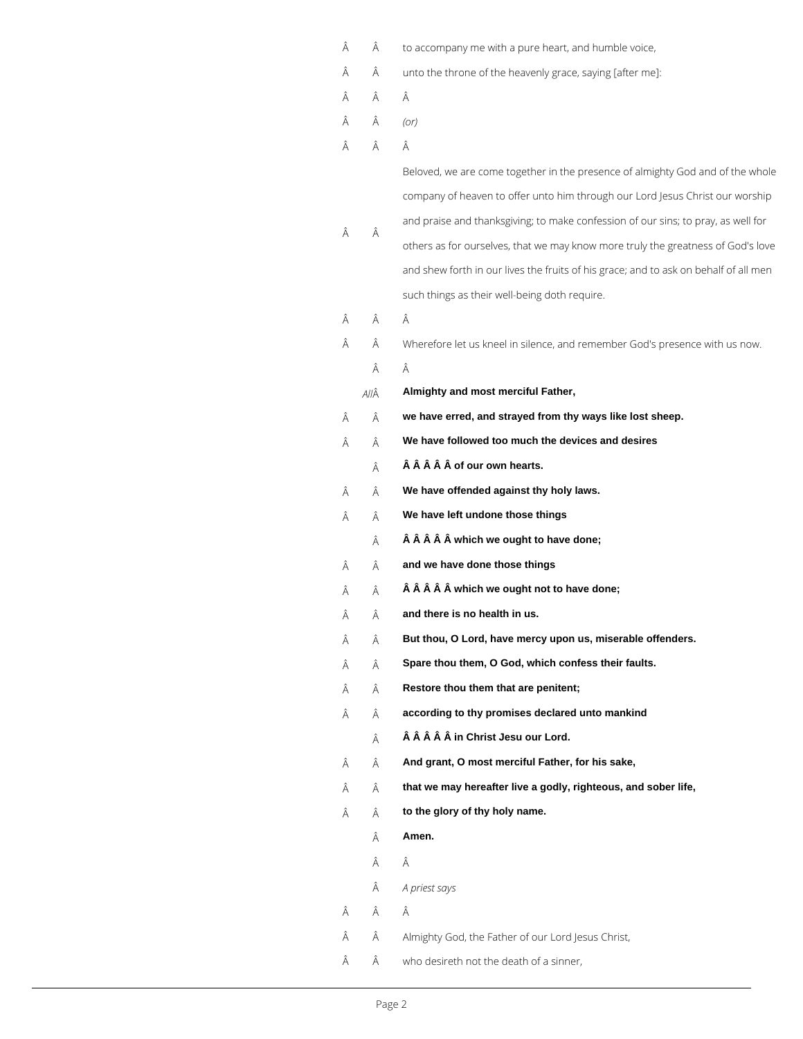to accompany me with a pure heart, and humble voice,

unto the throne of the heavenly grace, saying [after me]:

*(or)*

Beloved, we are come together in the presence of almighty God and of the whole company of heaven to offer unto him through our Lord Jesus Christ our worship and praise and thanksgiving; to make confession of our sins; to pray, as well for others as for ourselves, that we may know more truly the greatness of God's love and shew forth in our lives the fruits of his grace; and to ask on behalf of all men such things as their well-being doth require.

Wherefore let us kneel in silence, and remember God's presence with us now.

*All* **Almighty and most merciful Father,**
**we have erred, and strayed from thy ways like lost sheep.**
**We have followed too much the devices and desires**
**of our own hearts.**
**We have offended against thy holy laws.**
**We have left undone those things**
**which we ought to have done;**
**and we have done those things**
**which we ought not to have done;**
**and there is no health in us.**
**But thou, O Lord, have mercy upon us, miserable offenders.**
**Spare thou them, O God, which confess their faults.**
**Restore thou them that are penitent;**
**according to thy promises declared unto mankind**
**in Christ Jesu our Lord.**
**And grant, O most merciful Father, for his sake,**
**that we may hereafter live a godly, righteous, and sober life,**
**to the glory of thy holy name.**
**Amen.**

*A priest says*

Almighty God, the Father of our Lord Jesus Christ,
who desireth not the death of a sinner,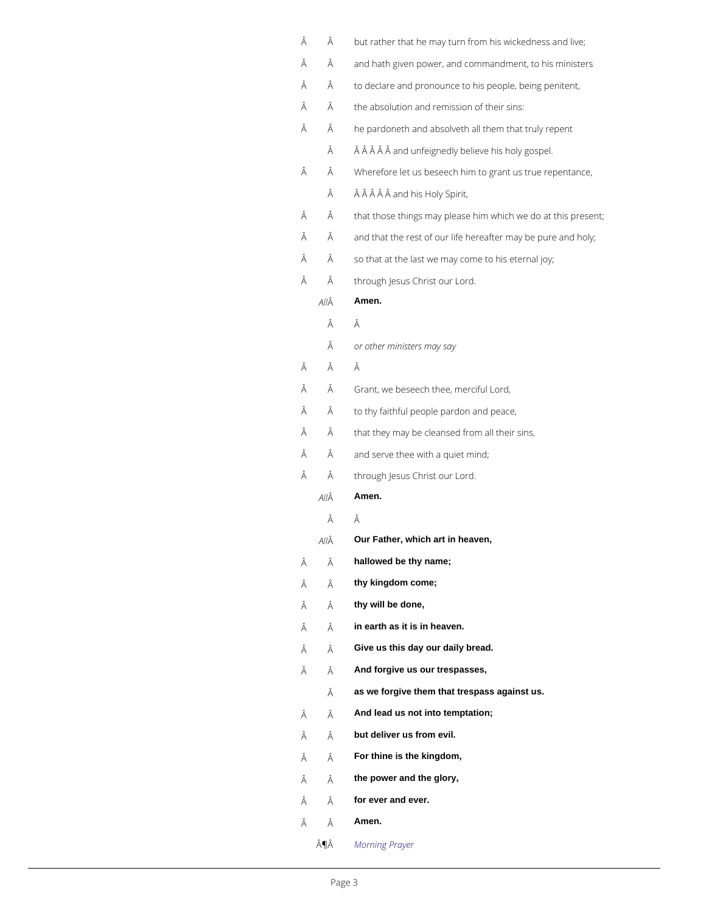but rather that he may turn from his wickedness and live;
and hath given power, and commandment, to his ministers
to declare and pronounce to his people, being penitent,
the absolution and remission of their sins:
he pardoneth and absolveth all them that truly repent
and unfeignedly believe his holy gospel.
Wherefore let us beseech him to grant us true repentance,
and his Holy Spirit,
that those things may please him which we do at this present;
and that the rest of our life hereafter may be pure and holy;
so that at the last we may come to his eternal joy;
through Jesus Christ our Lord.

*All* **Amen.**

*or other ministers may say*

Grant, we beseech thee, merciful Lord,
to thy faithful people pardon and peace,
that they may be cleansed from all their sins,
and serve thee with a quiet mind;
through Jesus Christ our Lord.

*All* **Amen.**

*All* **Our Father, which art in heaven,**
**hallowed be thy name;**
**thy kingdom come;**
**thy will be done,**
**in earth as it is in heaven.**
**Give us this day our daily bread.**
**And forgive us our trespasses,**
**as we forgive them that trespass against us.**
**And lead us not into temptation;**
**but deliver us from evil.**
**For thine is the kingdom,**
**the power and the glory,**
**for ever and ever.**
**Amen.**

¶ *Morning Prayer*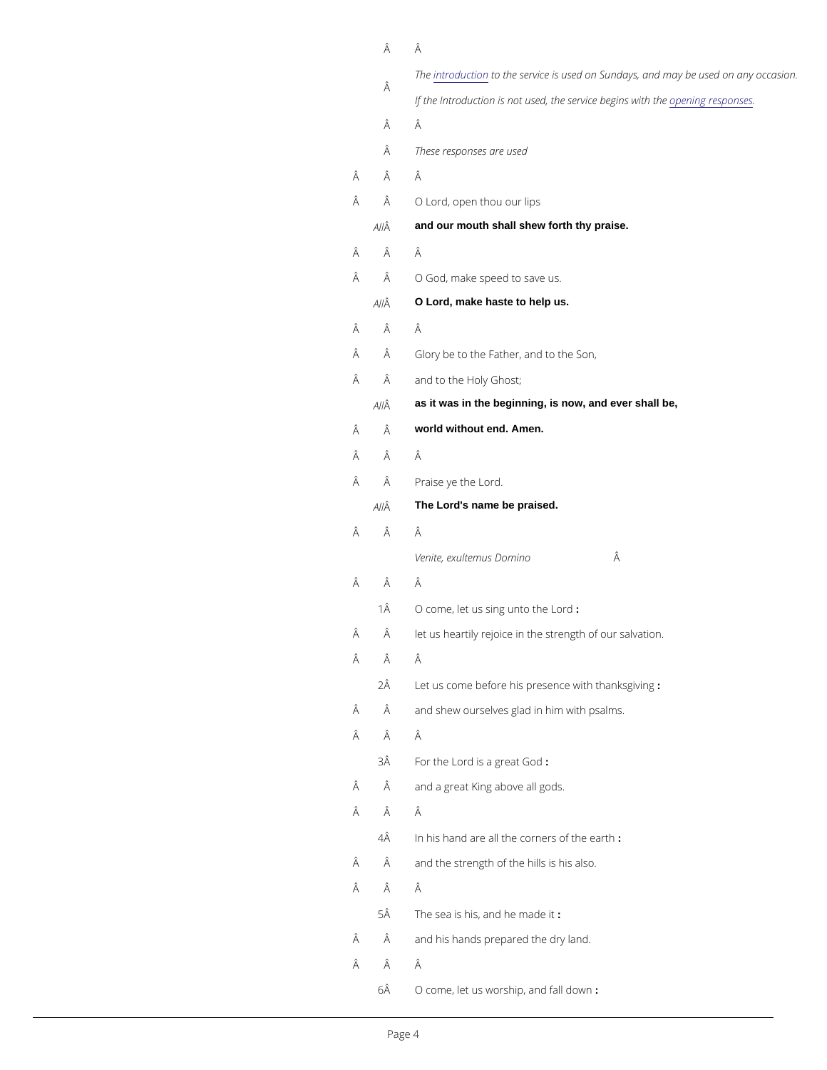*The introduction to the service is used on Sundays, and may be used on any occasion.*

*If the Introduction is not used, the service begins with the opening responses.*

*These responses are used*

O Lord, open thou our lips

*All* **and our mouth shall shew forth thy praise.**

O God, make speed to save us.

*All* **O Lord, make haste to help us.**

Glory be to the Father, and to the Son,
and to the Holy Ghost;

*All* **as it was in the beginning, is now, and ever shall be,**
**world without end. Amen.**

Praise ye the Lord.

*All* **The Lord's name be praised.**

*Venite, exultemus Domino*

1 O come, let us sing unto the Lord **:**
and let us heartily rejoice in the strength of our salvation.

2 Let us come before his presence with thanksgiving **:**
and shew ourselves glad in him with psalms.

3 For the Lord is a great God **:**
and a great King above all gods.

4 In his hand are all the corners of the earth **:**
and the strength of the hills is his also.

5 The sea is his, and he made it **:**
and his hands prepared the dry land.

6 O come, let us worship, and fall down **:**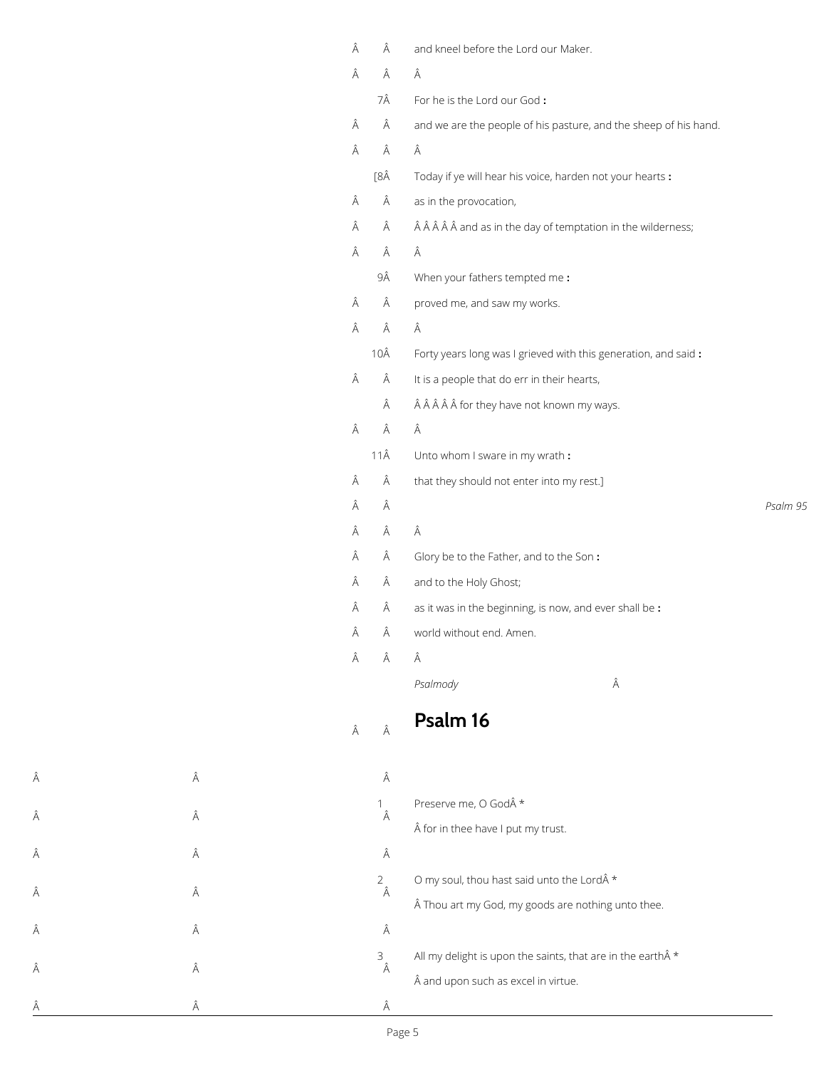and kneel before the Lord our Maker.

7 For he is the Lord our God **:**
and we are the people of his pasture, and the sheep of his hand.

[8 Today if ye will hear his voice, harden not your hearts **:**
as in the provocation,
and as in the day of temptation in the wilderness;

9 When your fathers tempted me **:**
proved me, and saw my works.

10 Forty years long was I grieved with this generation, and said **:**
It is a people that do err in their hearts,
for they have not known my ways.

11 Unto whom I sware in my wrath **:**
that they should not enter into my rest.]

*Psalm 95*

Glory be to the Father, and to the Son **:**
and to the Holy Ghost;
as it was in the beginning, is now, and ever shall be **:**
world without end. Amen.

*Psalmody*

# Psalm 16

1 Preserve me, O God *
for in thee have I put my trust.

2 O my soul, thou hast said unto the Lord *
Thou art my God, my goods are nothing unto thee.

3 All my delight is upon the saints, that are in the earth *
and upon such as excel in virtue.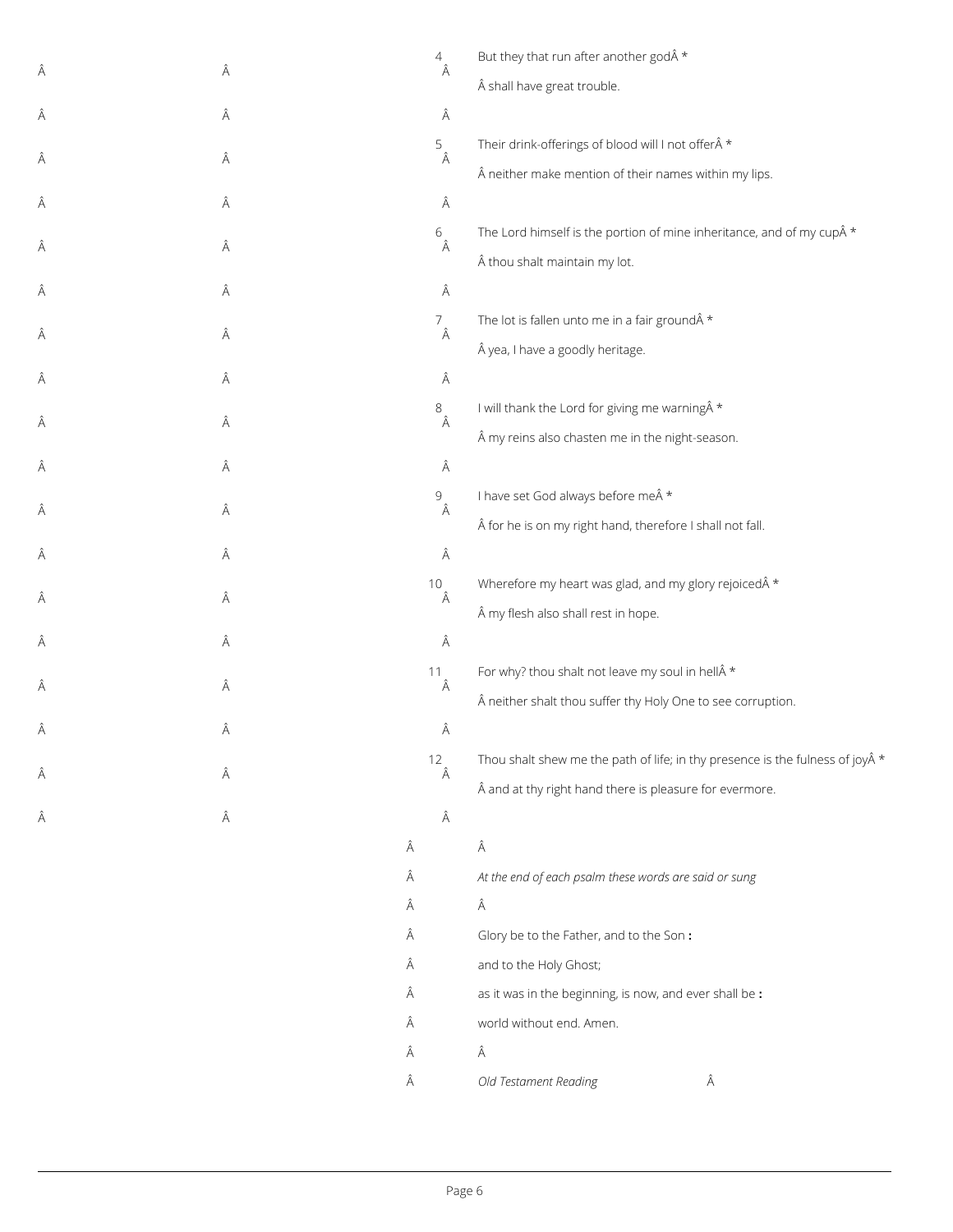4 But they that run after another god *
shall have great trouble.

5 Their drink-offerings of blood will I not offer *
neither make mention of their names within my lips.

6 The Lord himself is the portion of mine inheritance, and of my cup *
thou shalt maintain my lot.

7 The lot is fallen unto me in a fair ground *
yea, I have a goodly heritage.

8 I will thank the Lord for giving me warning *
my reins also chasten me in the night-season.

9 I have set God always before me *
for he is on my right hand, therefore I shall not fall.

10 Wherefore my heart was glad, and my glory rejoiced *
my flesh also shall rest in hope.

11 For why? thou shalt not leave my soul in hell *
neither shalt thou suffer thy Holy One to see corruption.

12 Thou shalt shew me the path of life; in thy presence is the fulness of joy *
and at thy right hand there is pleasure for evermore.

*At the end of each psalm these words are said or sung*

Glory be to the Father, and to the Son **:**
and to the Holy Ghost;
as it was in the beginning, is now, and ever shall be **:**
world without end. Amen.

*Old Testament Reading*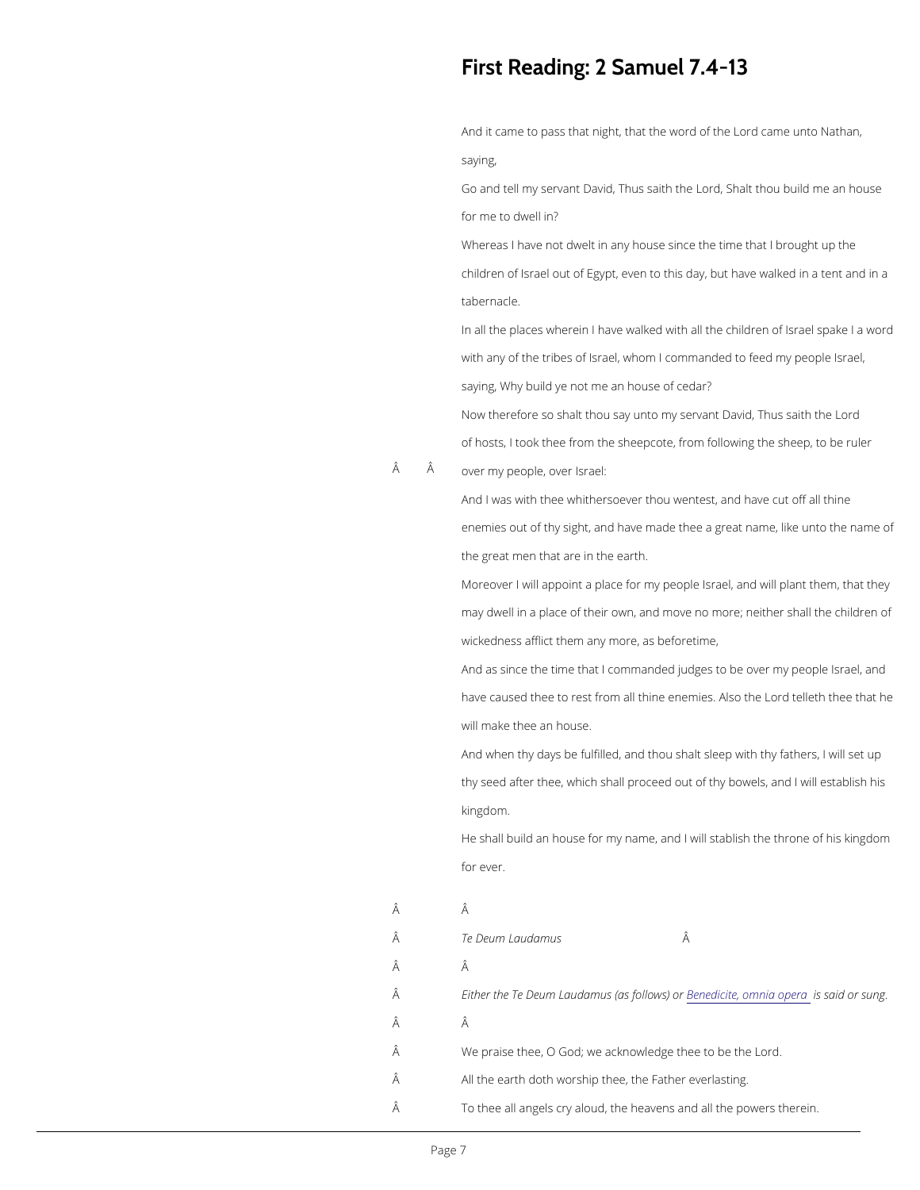# First Reading: 2 Samuel 7.4-13

And it came to pass that night, that the word of the Lord came unto Nathan, saying,

Go and tell my servant David, Thus saith the Lord, Shalt thou build me an house for me to dwell in?

Whereas I have not dwelt in any house since the time that I brought up the children of Israel out of Egypt, even to this day, but have walked in a tent and in a tabernacle.

In all the places wherein I have walked with all the children of Israel spake I a word with any of the tribes of Israel, whom I commanded to feed my people Israel, saying, Why build ye not me an house of cedar?

Now therefore so shalt thou say unto my servant David, Thus saith the Lord of hosts, I took thee from the sheepcote, from following the sheep, to be ruler over my people, over Israel:

And I was with thee whithersoever thou wentest, and have cut off all thine enemies out of thy sight, and have made thee a great name, like unto the name of the great men that are in the earth.

Moreover I will appoint a place for my people Israel, and will plant them, that they may dwell in a place of their own, and move no more; neither shall the children of wickedness afflict them any more, as beforetime,

And as since the time that I commanded judges to be over my people Israel, and have caused thee to rest from all thine enemies. Also the Lord telleth thee that he will make thee an house.

And when thy days be fulfilled, and thou shalt sleep with thy fathers, I will set up thy seed after thee, which shall proceed out of thy bowels, and I will establish his kingdom.

He shall build an house for my name, and I will stablish the throne of his kingdom for ever.

*Te Deum Laudamus*

*Either the Te Deum Laudamus (as follows) or Benedicite, omnia opera is said or sung.*

We praise thee, O God; we acknowledge thee to be the Lord.

All the earth doth worship thee, the Father everlasting.

To thee all angels cry aloud, the heavens and all the powers therein.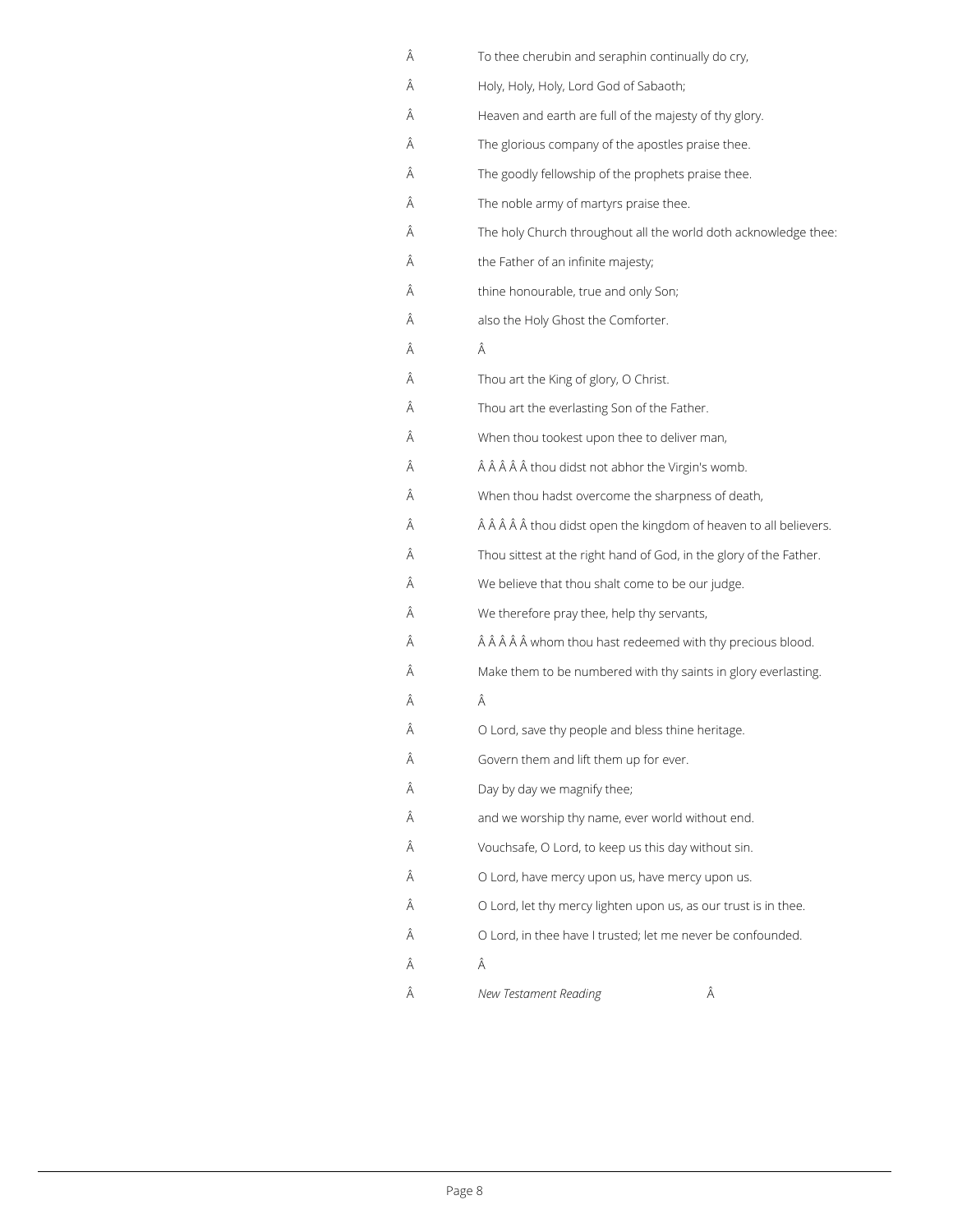To thee cherubin and seraphin continually do cry,

Holy, Holy, Holy, Lord God of Sabaoth;

Heaven and earth are full of the majesty of thy glory.

The glorious company of the apostles praise thee.

The goodly fellowship of the prophets praise thee.

The noble army of martyrs praise thee.

The holy Church throughout all the world doth acknowledge thee:

the Father of an infinite majesty;

thine honourable, true and only Son;

also the Holy Ghost the Comforter.

Thou art the King of glory, O Christ.

Thou art the everlasting Son of the Father.

When thou tookest upon thee to deliver man,

thou didst not abhor the Virgin's womb.

When thou hadst overcome the sharpness of death,

thou didst open the kingdom of heaven to all believers.

Thou sittest at the right hand of God, in the glory of the Father.

We believe that thou shalt come to be our judge.

We therefore pray thee, help thy servants,

whom thou hast redeemed with thy precious blood.

Make them to be numbered with thy saints in glory everlasting.

O Lord, save thy people and bless thine heritage.

Govern them and lift them up for ever.

Day by day we magnify thee;

and we worship thy name, ever world without end.

Vouchsafe, O Lord, to keep us this day without sin.

O Lord, have mercy upon us, have mercy upon us.

O Lord, let thy mercy lighten upon us, as our trust is in thee.

O Lord, in thee have I trusted; let me never be confounded.

*New Testament Reading*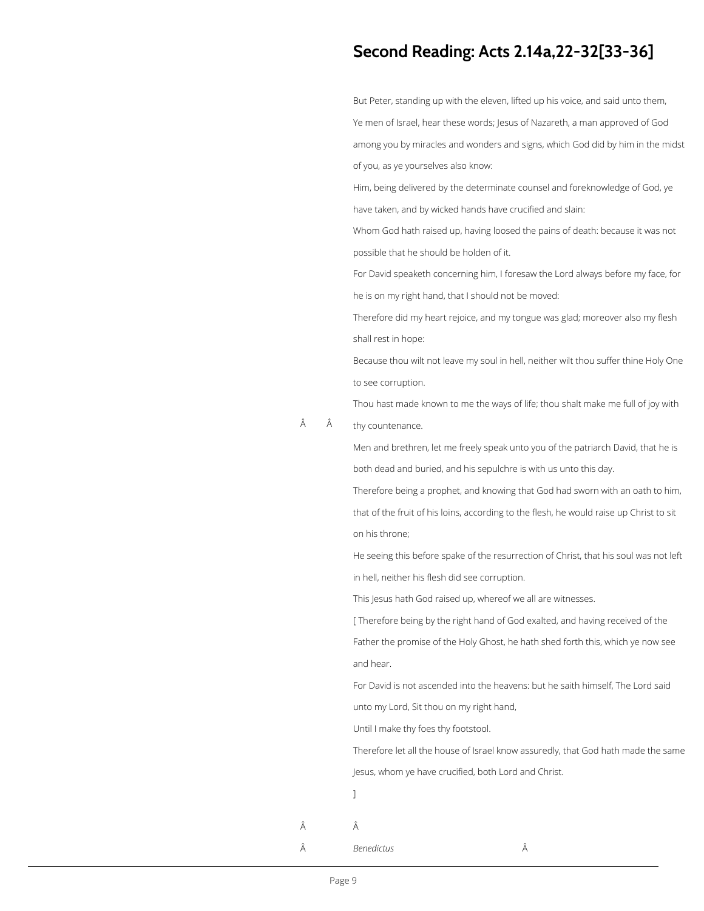## Second Reading: Acts 2.14a,22-32[33-36]

But Peter, standing up with the eleven, lifted up his voice, and said unto them,

Ye men of Israel, hear these words; Jesus of Nazareth, a man approved of God among you by miracles and wonders and signs, which God did by him in the midst of you, as ye yourselves also know:

Him, being delivered by the determinate counsel and foreknowledge of God, ye have taken, and by wicked hands have crucified and slain:

Whom God hath raised up, having loosed the pains of death: because it was not possible that he should be holden of it.

For David speaketh concerning him, I foresaw the Lord always before my face, for he is on my right hand, that I should not be moved:

Therefore did my heart rejoice, and my tongue was glad; moreover also my flesh shall rest in hope:

Because thou wilt not leave my soul in hell, neither wilt thou suffer thine Holy One to see corruption.

Thou hast made known to me the ways of life; thou shalt make me full of joy with thy countenance.

Men and brethren, let me freely speak unto you of the patriarch David, that he is both dead and buried, and his sepulchre is with us unto this day.

Therefore being a prophet, and knowing that God had sworn with an oath to him, that of the fruit of his loins, according to the flesh, he would raise up Christ to sit on his throne;

He seeing this before spake of the resurrection of Christ, that his soul was not left in hell, neither his flesh did see corruption.

This Jesus hath God raised up, whereof we all are witnesses.

[ Therefore being by the right hand of God exalted, and having received of the Father the promise of the Holy Ghost, he hath shed forth this, which ye now see and hear.

For David is not ascended into the heavens: but he saith himself, The Lord said unto my Lord, Sit thou on my right hand,

Until I make thy foes thy footstool.

Therefore let all the house of Israel know assuredly, that God hath made the same Jesus, whom ye have crucified, both Lord and Christ.

]

*Benedictus*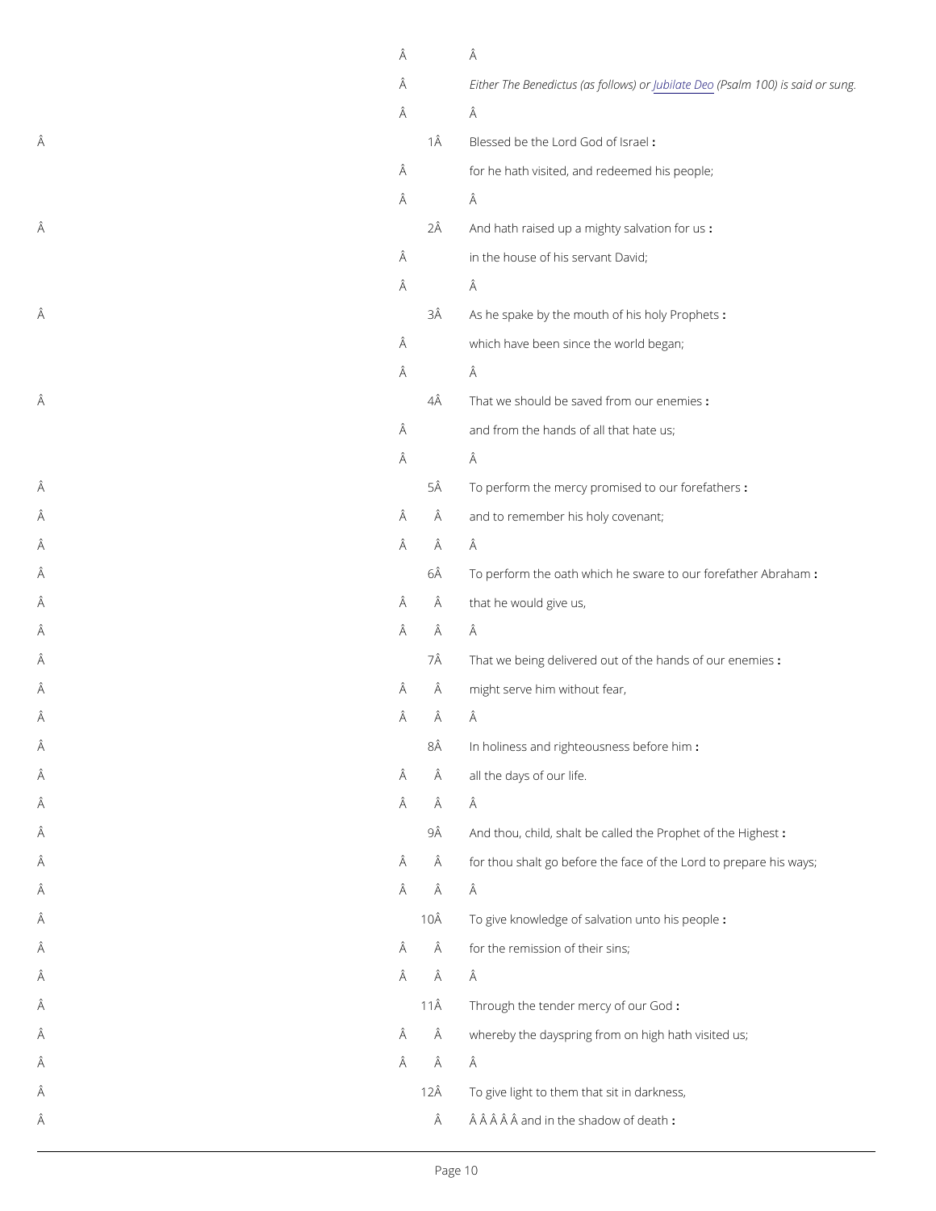*Either The Benedictus (as follows) or Jubilate Deo (Psalm 100) is said or sung.*

1 Blessed be the Lord God of Israel **:**
for he hath visited, and redeemed his people;

2 And hath raised up a mighty salvation for us **:**
in the house of his servant David;

3 As he spake by the mouth of his holy Prophets **:**
which have been since the world began;

4 That we should be saved from our enemies **:**
and from the hands of all that hate us;

5 To perform the mercy promised to our forefathers **:**
and to remember his holy covenant;

6 To perform the oath which he sware to our forefather Abraham **:**
that he would give us,

7 That we being delivered out of the hands of our enemies **:**
might serve him without fear,

8 In holiness and righteousness before him **:**
all the days of our life.

9 And thou, child, shalt be called the Prophet of the Highest **:**
for thou shalt go before the face of the Lord to prepare his ways;

10 To give knowledge of salvation unto his people **:**
for the remission of their sins;

11 Through the tender mercy of our God **:**
whereby the dayspring from on high hath visited us;

12 To give light to them that sit in darkness,
and in the shadow of death **:**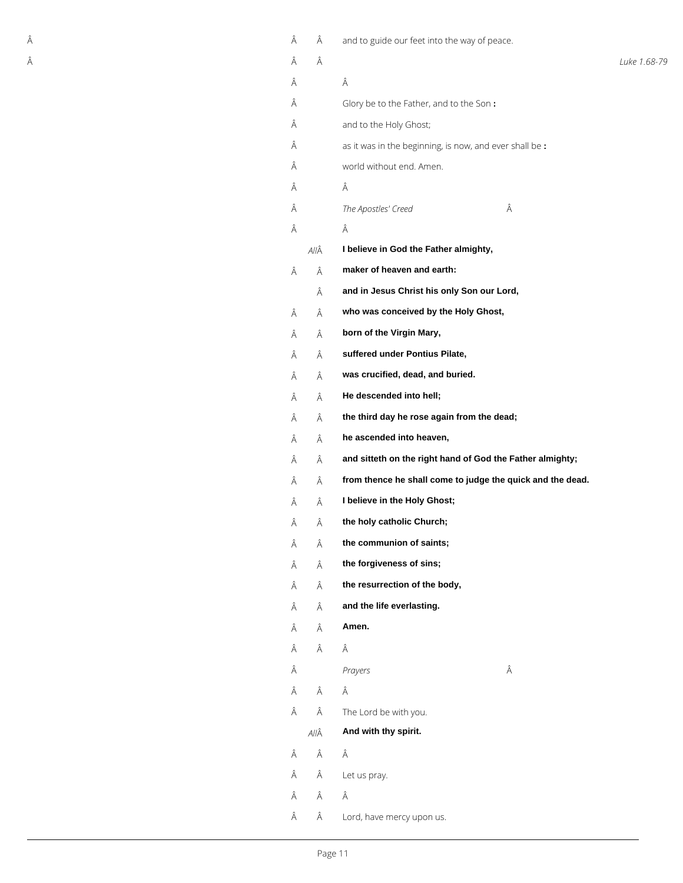and to guide our feet into the way of peace.

*Luke 1.68-79*

Glory be to the Father, and to the Son **:**
and to the Holy Ghost;
as it was in the beginning, is now, and ever shall be **:**
world without end. Amen.

*The Apostles' Creed*

*All* **I believe in God the Father almighty,**
**maker of heaven and earth:**
**and in Jesus Christ his only Son our Lord,**
**who was conceived by the Holy Ghost,**
**born of the Virgin Mary,**
**suffered under Pontius Pilate,**
**was crucified, dead, and buried.**
**He descended into hell;**
**the third day he rose again from the dead;**
**he ascended into heaven,**
**and sitteth on the right hand of God the Father almighty;**
**from thence he shall come to judge the quick and the dead.**
**I believe in the Holy Ghost;**
**the holy catholic Church;**
**the communion of saints;**
**the forgiveness of sins;**
**the resurrection of the body,**
**and the life everlasting.**
**Amen.**

*Prayers*

The Lord be with you.
*All* **And with thy spirit.**

Let us pray.

Lord, have mercy upon us.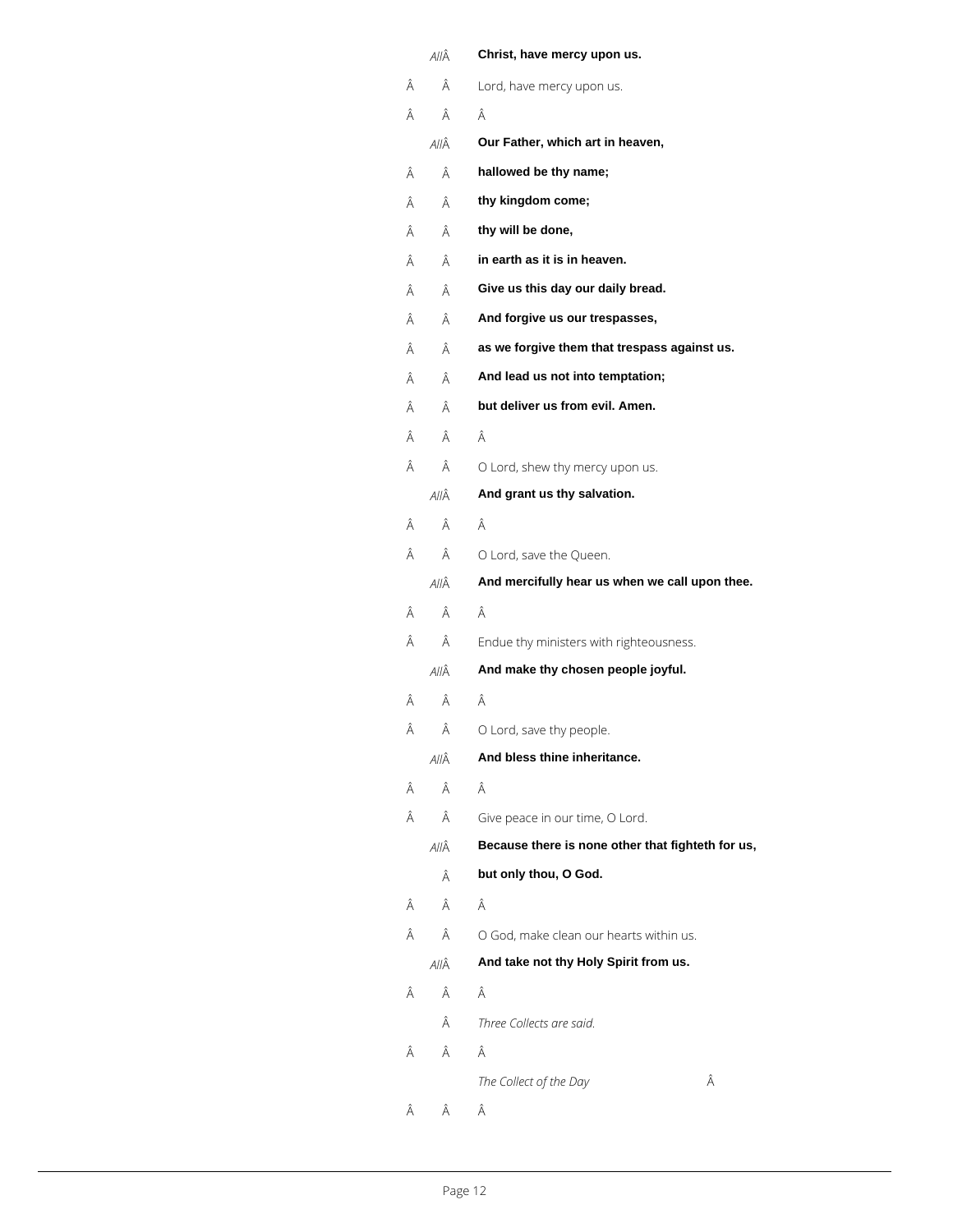*All* **Christ, have mercy upon us.**

Lord, have mercy upon us.

*All* **Our Father, which art in heaven,**
**hallowed be thy name;**
**thy kingdom come;**
**thy will be done,**
**in earth as it is in heaven.**
**Give us this day our daily bread.**
**And forgive us our trespasses,**
**as we forgive them that trespass against us.**
**And lead us not into temptation;**
**but deliver us from evil. Amen.**

O Lord, shew thy mercy upon us.

*All* **And grant us thy salvation.**

O Lord, save the Queen.

*All* **And mercifully hear us when we call upon thee.**

Endue thy ministers with righteousness.

*All* **And make thy chosen people joyful.**

O Lord, save thy people.

*All* **And bless thine inheritance.**

Give peace in our time, O Lord.

*All* **Because there is none other that fighteth for us,**
**but only thou, O God.**

O God, make clean our hearts within us.

*All* **And take not thy Holy Spirit from us.**

*Three Collects are said.*

*The Collect of the Day*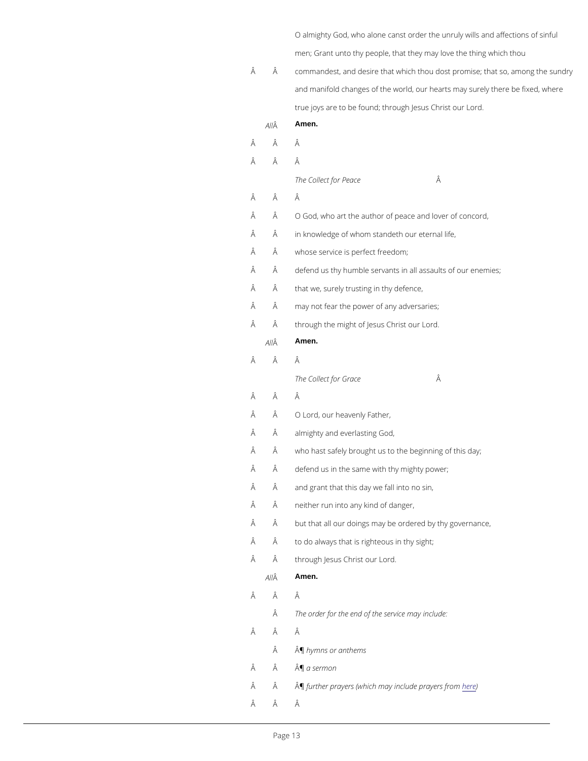O almighty God, who alone canst order the unruly wills and affections of sinful men; Grant unto thy people, that they may love the thing which thou commandest, and desire that which thou dost promise; that so, among the sundry and manifold changes of the world, our hearts may surely there be fixed, where true joys are to be found; through Jesus Christ our Lord.

*All* **Amen.**

*The Collect for Peace*

O God, who art the author of peace and lover of concord,
in knowledge of whom standeth our eternal life,
whose service is perfect freedom;
defend us thy humble servants in all assaults of our enemies;
that we, surely trusting in thy defence,
may not fear the power of any adversaries;
through the might of Jesus Christ our Lord.

*All* **Amen.**

*The Collect for Grace*

O Lord, our heavenly Father,
almighty and everlasting God,
who hast safely brought us to the beginning of this day;
defend us in the same with thy mighty power;
and grant that this day we fall into no sin,
neither run into any kind of danger,
but that all our doings may be ordered by thy governance,
to do always that is righteous in thy sight;
through Jesus Christ our Lord.

*All* **Amen.**

*The order for the end of the service may include:*

¶ *hymns or anthems*

¶ *a sermon*

¶ *further prayers (which may include prayers from here)*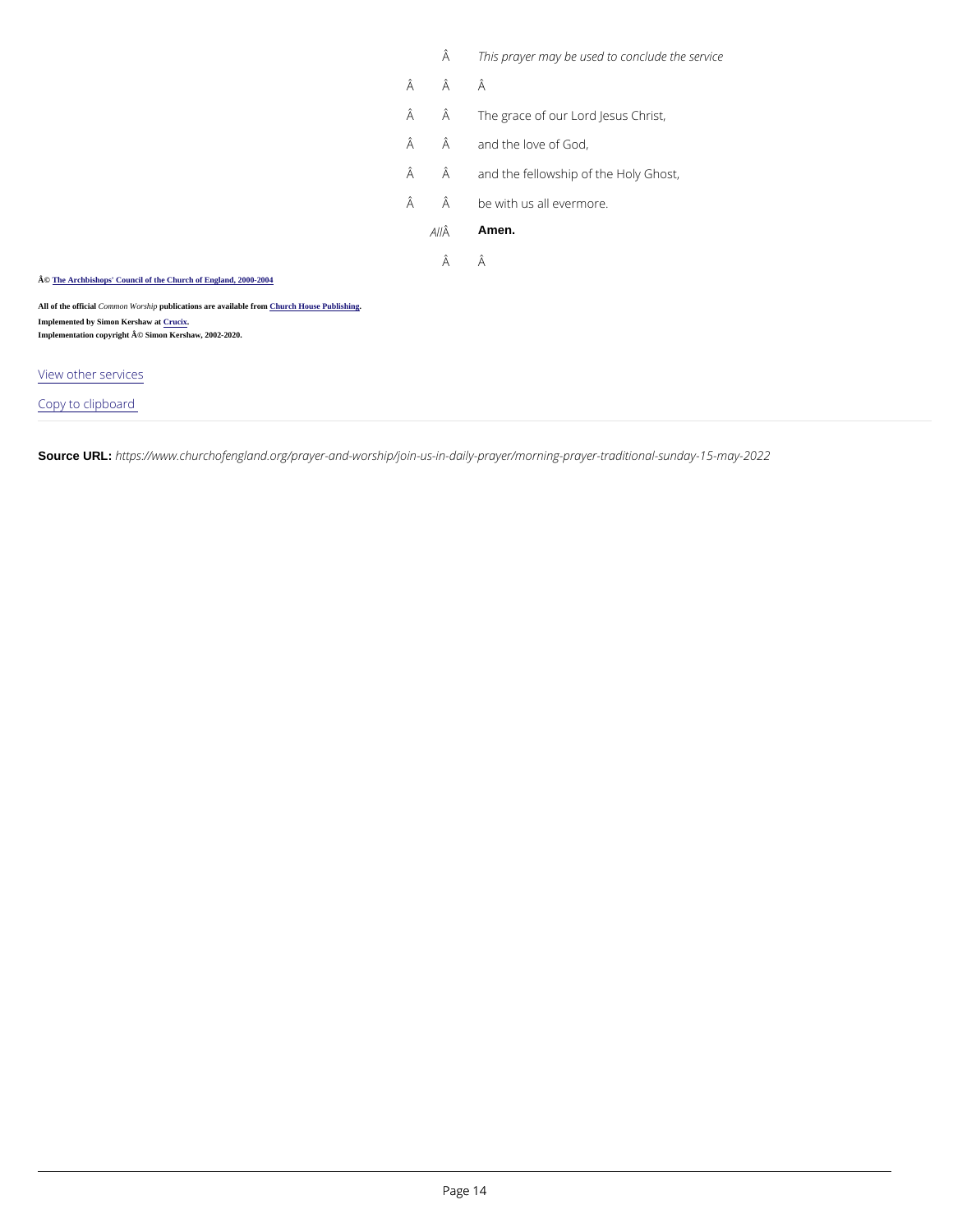Â *This prayer may be used to conclude the service*

Â Â Â

Â Â The grace of our Lord Jesus Christ,

Â Â and the love of God,

Â Â and the fellowship of the Holy Ghost,

Â Â be with us all evermore.

*All*Â **Amen.**

Â Â

Â© The Archbishops' Council of the Church of England, 2000-2004

**All of the official *Common Worship* publications are available from Church House Publishing.**

**Implemented by Simon Kershaw at Crucix.**

**Implementation copyright Â© Simon Kershaw, 2002-2020.**

View other services

Copy to clipboard

---

**Source URL:** *https://www.churchofengland.org/prayer-and-worship/join-us-in-daily-prayer/morning-prayer-traditional-sunday-15-may-2022*